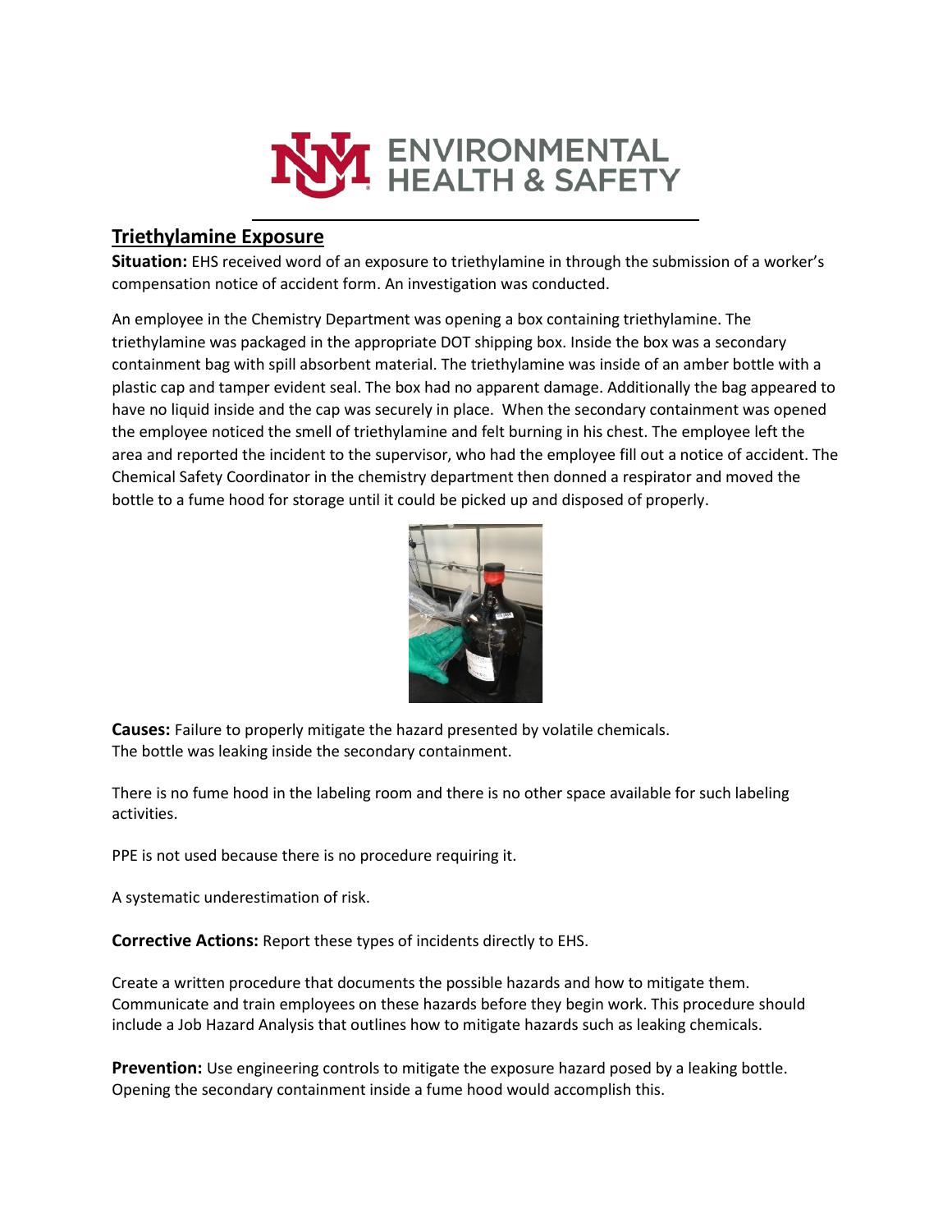## Triethylamine Exposure

**Situation:** EHS received word of an exposure to triethylamine in through the submission of a worker's compensation notice of accident form. An investigation was conducted.

An employee in the Chemistry Department was opening a box containing triethylamine. The triethylamine was packaged in the appropriate DOT shipping box. Inside the box was a secondary containment bag with spill absorbent material. The triethylamine was inside of an amber bottle with a plastic cap and tamper evident seal. The box had no apparent damage. Additionally the bag appeared to have no liquid inside and the cap was securely in place. When the secondary containment was opened the employee noticed the smell of triethylamine and felt burning in his chest. The employee left the area and reported the incident to the supervisor, who had the employee fill out a notice of accident. The Chemical Safety Coordinator in the chemistry department then donned a respirator and moved the bottle to a fume hood for storage until it could be picked up and disposed of properly.

**Causes:** Failure to properly mitigate the hazard presented by volatile chemicals.
The bottle was leaking inside the secondary containment.

There is no fume hood in the labeling room and there is no other space available for such labeling activities.

PPE is not used because there is no procedure requiring it.

A systematic underestimation of risk.

**Corrective Actions:** Report these types of incidents directly to EHS.

Create a written procedure that documents the possible hazards and how to mitigate them. Communicate and train employees on these hazards before they begin work. This procedure should include a Job Hazard Analysis that outlines how to mitigate hazards such as leaking chemicals.

**Prevention:** Use engineering controls to mitigate the exposure hazard posed by a leaking bottle. Opening the secondary containment inside a fume hood would accomplish this.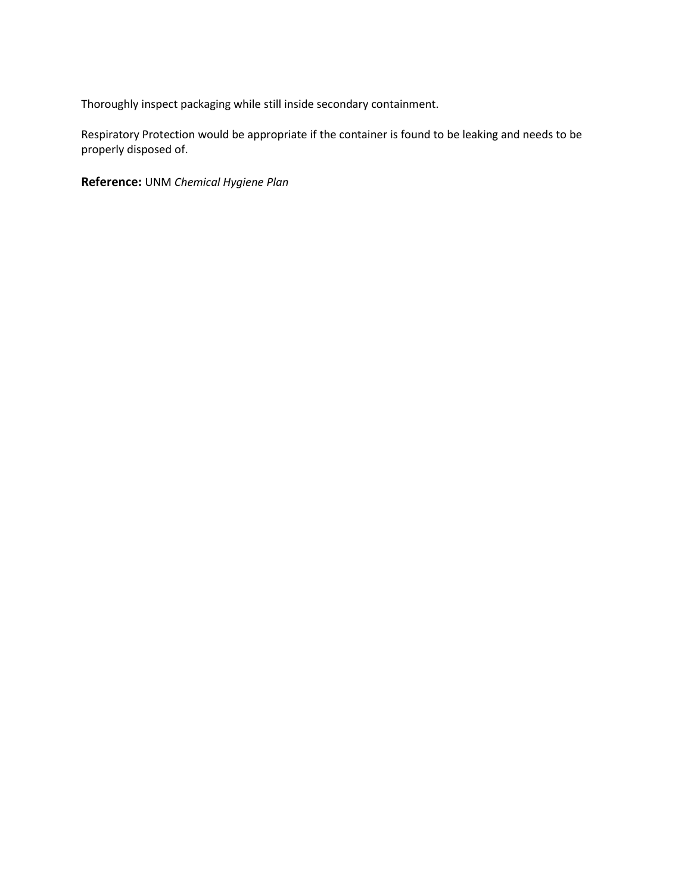Thoroughly inspect packaging while still inside secondary containment.

Respiratory Protection would be appropriate if the container is found to be leaking and needs to be properly disposed of.

**Reference:** UNM *Chemical Hygiene Plan*